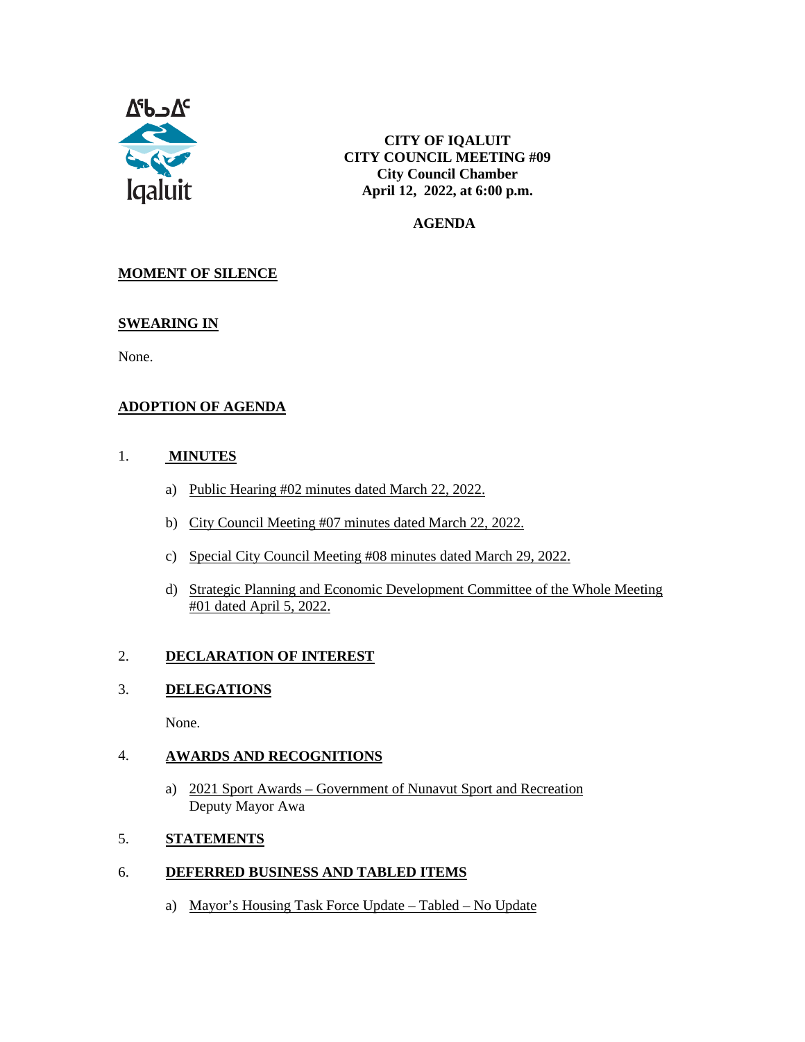ᐃᖃᓗᐃᑦ
Iqaluit

**CITY OF IQALUIT**
**CITY COUNCIL MEETING #09**
**City Council Chamber**
**April 12, 2022, at 6:00 p.m.**

**AGENDA**

## MOMENT OF SILENCE

## SWEARING IN

None.

## ADOPTION OF AGENDA

## 1. MINUTES

a) Public Hearing #02 minutes dated March 22, 2022.

b) City Council Meeting #07 minutes dated March 22, 2022.

c) Special City Council Meeting #08 minutes dated March 29, 2022.

d) Strategic Planning and Economic Development Committee of the Whole Meeting #01 dated April 5, 2022.

## 2. DECLARATION OF INTEREST

## 3. DELEGATIONS

None.

## 4. AWARDS AND RECOGNITIONS

a) 2021 Sport Awards – Government of Nunavut Sport and Recreation
Deputy Mayor Awa

## 5. STATEMENTS

## 6. DEFERRED BUSINESS AND TABLED ITEMS

a) Mayor's Housing Task Force Update – Tabled – No Update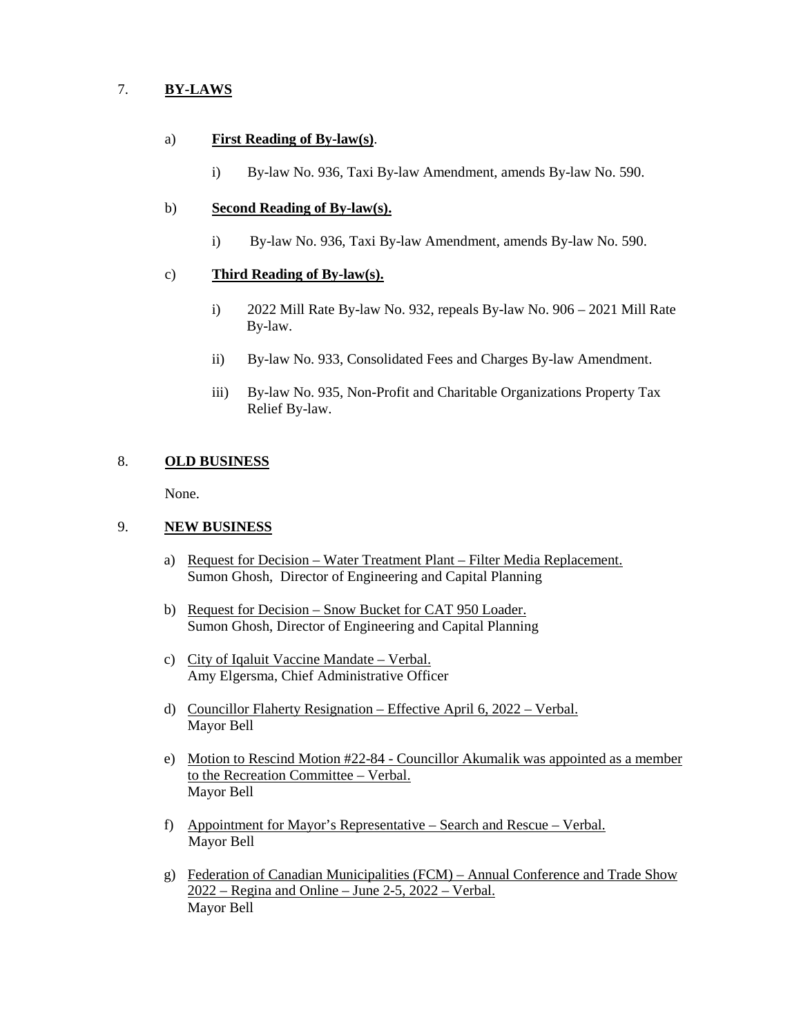7. **BY-LAWS**

a) **First Reading of By-law(s)**.

i) By-law No. 936, Taxi By-law Amendment, amends By-law No. 590.

b) **Second Reading of By-law(s).**

i) By-law No. 936, Taxi By-law Amendment, amends By-law No. 590.

c) **Third Reading of By-law(s).**

i) 2022 Mill Rate By-law No. 932, repeals By-law No. 906 – 2021 Mill Rate By-law.

ii) By-law No. 933, Consolidated Fees and Charges By-law Amendment.

iii) By-law No. 935, Non-Profit and Charitable Organizations Property Tax Relief By-law.

8. **OLD BUSINESS**

None.

9. **NEW BUSINESS**

a) Request for Decision – Water Treatment Plant – Filter Media Replacement.
Sumon Ghosh, Director of Engineering and Capital Planning

b) Request for Decision – Snow Bucket for CAT 950 Loader.
Sumon Ghosh, Director of Engineering and Capital Planning

c) City of Iqaluit Vaccine Mandate – Verbal.
Amy Elgersma, Chief Administrative Officer

d) Councillor Flaherty Resignation – Effective April 6, 2022 – Verbal.
Mayor Bell

e) Motion to Rescind Motion #22-84 - Councillor Akumalik was appointed as a member to the Recreation Committee – Verbal.
Mayor Bell

f) Appointment for Mayor's Representative – Search and Rescue – Verbal.
Mayor Bell

g) Federation of Canadian Municipalities (FCM) – Annual Conference and Trade Show 2022 – Regina and Online – June 2-5, 2022 – Verbal.
Mayor Bell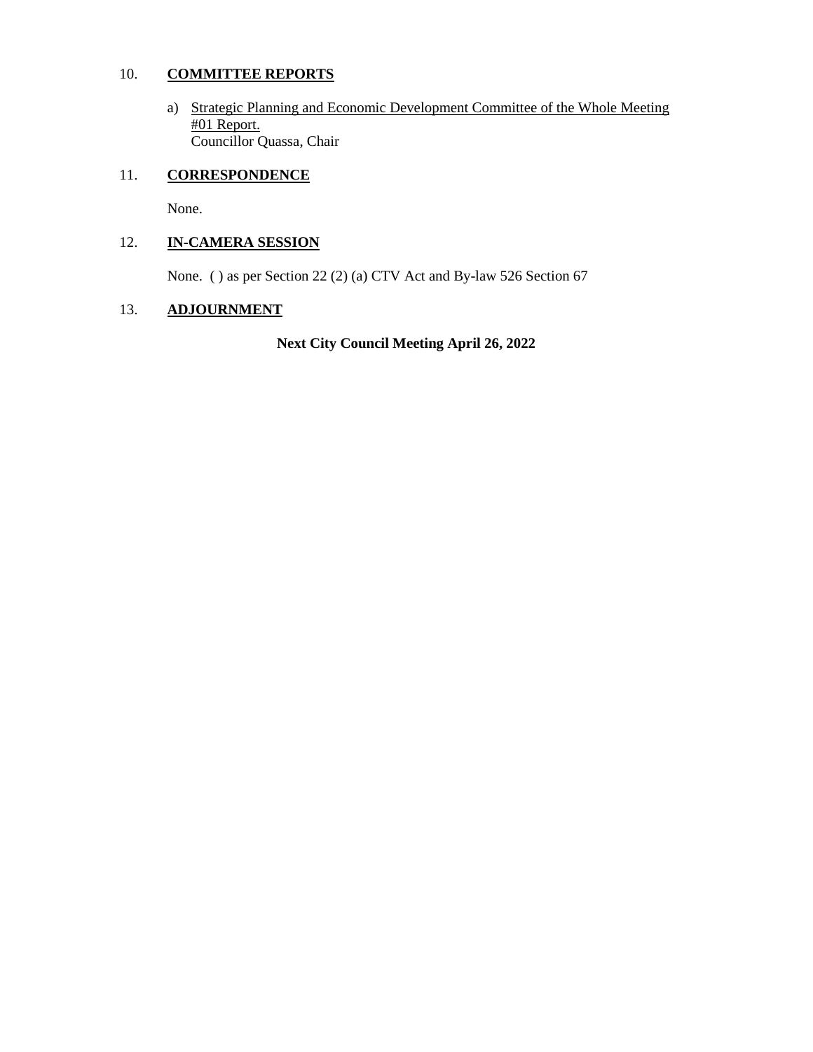10. **COMMITTEE REPORTS**

   a) Strategic Planning and Economic Development Committee of the Whole Meeting #01 Report.
      Councillor Quassa, Chair

11. **CORRESPONDENCE**

   None.

12. **IN-CAMERA SESSION**

   None. ( ) as per Section 22 (2) (a) CTV Act and By-law 526 Section 67

13. **ADJOURNMENT**

**Next City Council Meeting April 26, 2022**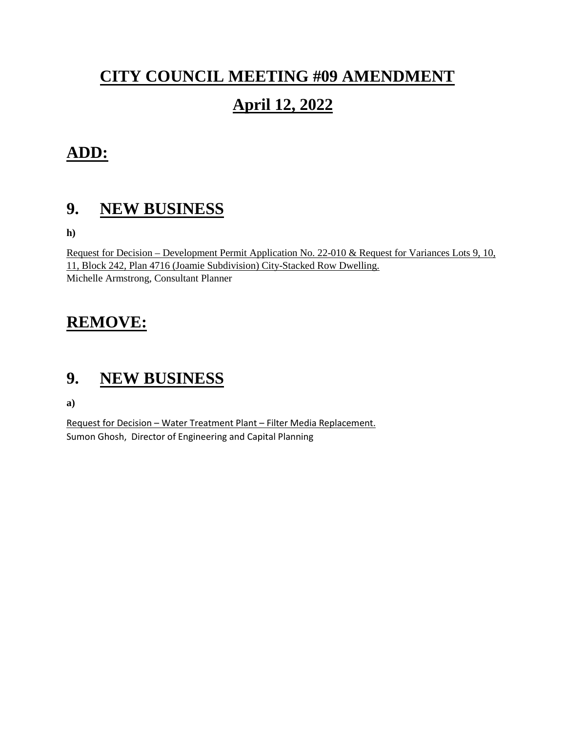# CITY COUNCIL MEETING #09 AMENDMENT

# April 12, 2022

## ADD:

## 9. NEW BUSINESS

**h)**

Request for Decision – Development Permit Application No. 22-010 & Request for Variances Lots 9, 10, 11, Block 242, Plan 4716 (Joamie Subdivision) City-Stacked Row Dwelling.
Michelle Armstrong, Consultant Planner

## REMOVE:

## 9. NEW BUSINESS

**a)**

Request for Decision – Water Treatment Plant – Filter Media Replacement.
Sumon Ghosh, Director of Engineering and Capital Planning